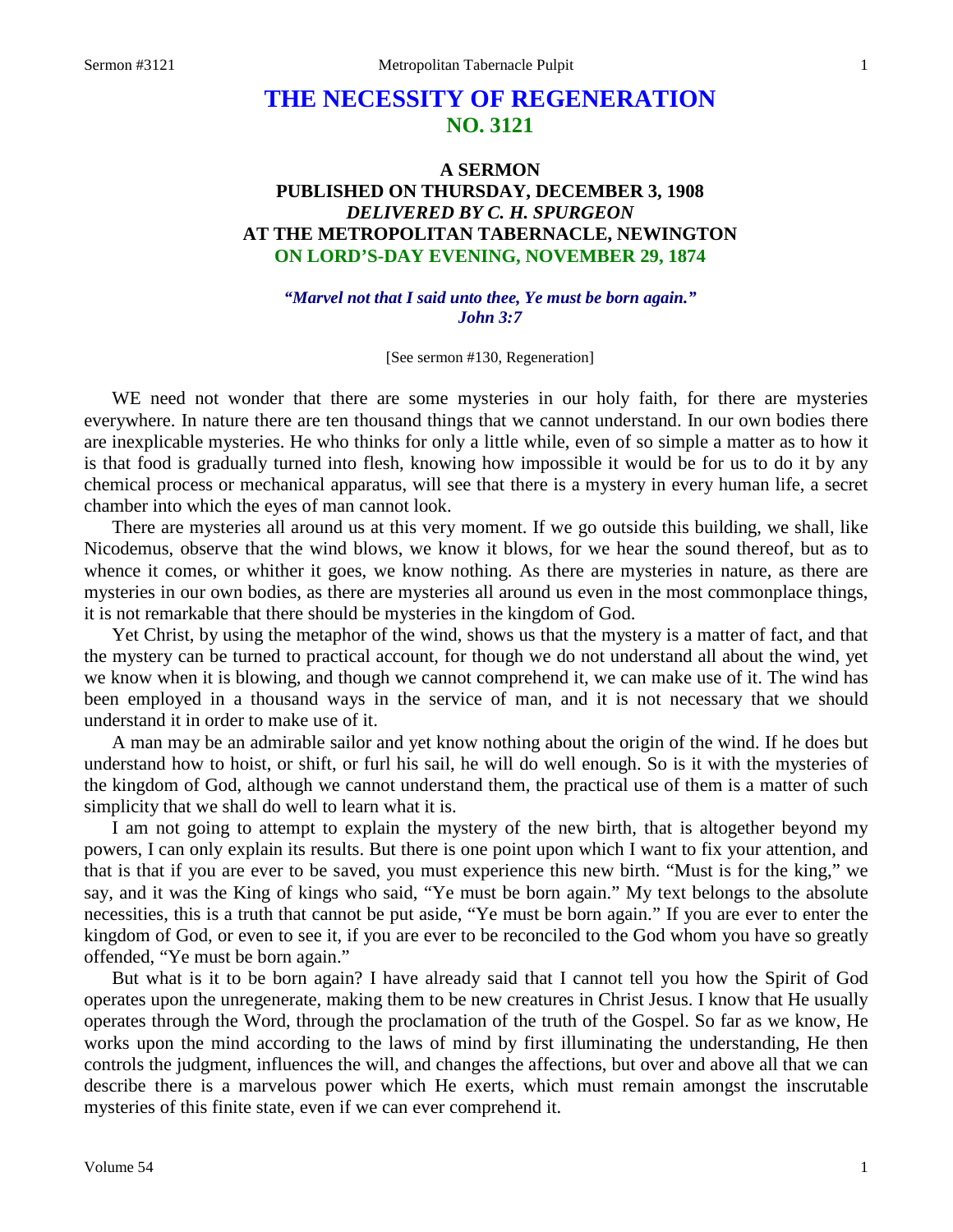# THE NECESSITY OF REGENERATION
## NO. 3121

### A SERMON
### PUBLISHED ON THURSDAY, DECEMBER 3, 1908
### *DELIVERED BY C. H. SPURGEON*
### AT THE METROPOLITAN TABERNACLE, NEWINGTON
### ON LORD'S-DAY EVENING, NOVEMBER 29, 1874

***"Marvel not that I said unto thee, Ye must be born again." John 3:7***

[See sermon #130, Regeneration]

WE need not wonder that there are some mysteries in our holy faith, for there are mysteries everywhere. In nature there are ten thousand things that we cannot understand. In our own bodies there are inexplicable mysteries. He who thinks for only a little while, even of so simple a matter as to how it is that food is gradually turned into flesh, knowing how impossible it would be for us to do it by any chemical process or mechanical apparatus, will see that there is a mystery in every human life, a secret chamber into which the eyes of man cannot look.

There are mysteries all around us at this very moment. If we go outside this building, we shall, like Nicodemus, observe that the wind blows, we know it blows, for we hear the sound thereof, but as to whence it comes, or whither it goes, we know nothing. As there are mysteries in nature, as there are mysteries in our own bodies, as there are mysteries all around us even in the most commonplace things, it is not remarkable that there should be mysteries in the kingdom of God.

Yet Christ, by using the metaphor of the wind, shows us that the mystery is a matter of fact, and that the mystery can be turned to practical account, for though we do not understand all about the wind, yet we know when it is blowing, and though we cannot comprehend it, we can make use of it. The wind has been employed in a thousand ways in the service of man, and it is not necessary that we should understand it in order to make use of it.

A man may be an admirable sailor and yet know nothing about the origin of the wind. If he does but understand how to hoist, or shift, or furl his sail, he will do well enough. So is it with the mysteries of the kingdom of God, although we cannot understand them, the practical use of them is a matter of such simplicity that we shall do well to learn what it is.

I am not going to attempt to explain the mystery of the new birth, that is altogether beyond my powers, I can only explain its results. But there is one point upon which I want to fix your attention, and that is that if you are ever to be saved, you must experience this new birth. "Must is for the king," we say, and it was the King of kings who said, "Ye must be born again." My text belongs to the absolute necessities, this is a truth that cannot be put aside, "Ye must be born again." If you are ever to enter the kingdom of God, or even to see it, if you are ever to be reconciled to the God whom you have so greatly offended, "Ye must be born again."

But what is it to be born again? I have already said that I cannot tell you how the Spirit of God operates upon the unregenerate, making them to be new creatures in Christ Jesus. I know that He usually operates through the Word, through the proclamation of the truth of the Gospel. So far as we know, He works upon the mind according to the laws of mind by first illuminating the understanding, He then controls the judgment, influences the will, and changes the affections, but over and above all that we can describe there is a marvelous power which He exerts, which must remain amongst the inscrutable mysteries of this finite state, even if we can ever comprehend it.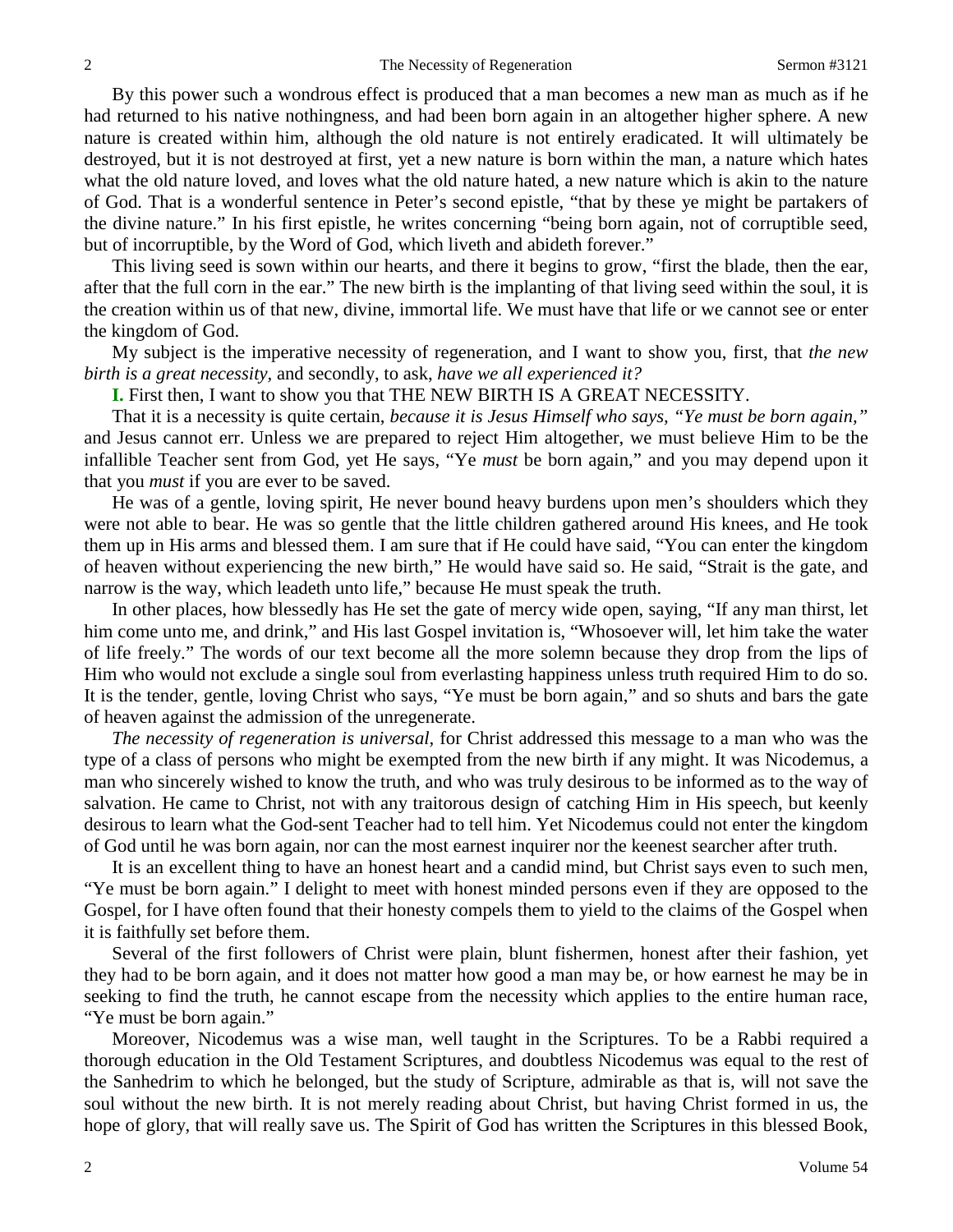By this power such a wondrous effect is produced that a man becomes a new man as much as if he had returned to his native nothingness, and had been born again in an altogether higher sphere. A new nature is created within him, although the old nature is not entirely eradicated. It will ultimately be destroyed, but it is not destroyed at first, yet a new nature is born within the man, a nature which hates what the old nature loved, and loves what the old nature hated, a new nature which is akin to the nature of God. That is a wonderful sentence in Peter's second epistle, "that by these ye might be partakers of the divine nature." In his first epistle, he writes concerning "being born again, not of corruptible seed, but of incorruptible, by the Word of God, which liveth and abideth forever."

This living seed is sown within our hearts, and there it begins to grow, "first the blade, then the ear, after that the full corn in the ear." The new birth is the implanting of that living seed within the soul, it is the creation within us of that new, divine, immortal life. We must have that life or we cannot see or enter the kingdom of God.

My subject is the imperative necessity of regeneration, and I want to show you, first, that *the new birth is a great necessity,* and secondly, to ask, *have we all experienced it?*

**I.** First then, I want to show you that THE NEW BIRTH IS A GREAT NECESSITY.

That it is a necessity is quite certain, *because it is Jesus Himself who says, "Ye must be born again,"* and Jesus cannot err. Unless we are prepared to reject Him altogether, we must believe Him to be the infallible Teacher sent from God, yet He says, "Ye *must* be born again," and you may depend upon it that you *must* if you are ever to be saved.

He was of a gentle, loving spirit, He never bound heavy burdens upon men's shoulders which they were not able to bear. He was so gentle that the little children gathered around His knees, and He took them up in His arms and blessed them. I am sure that if He could have said, "You can enter the kingdom of heaven without experiencing the new birth," He would have said so. He said, "Strait is the gate, and narrow is the way, which leadeth unto life," because He must speak the truth.

In other places, how blessedly has He set the gate of mercy wide open, saying, "If any man thirst, let him come unto me, and drink," and His last Gospel invitation is, "Whosoever will, let him take the water of life freely." The words of our text become all the more solemn because they drop from the lips of Him who would not exclude a single soul from everlasting happiness unless truth required Him to do so. It is the tender, gentle, loving Christ who says, "Ye must be born again," and so shuts and bars the gate of heaven against the admission of the unregenerate.

*The necessity of regeneration is universal,* for Christ addressed this message to a man who was the type of a class of persons who might be exempted from the new birth if any might. It was Nicodemus, a man who sincerely wished to know the truth, and who was truly desirous to be informed as to the way of salvation. He came to Christ, not with any traitorous design of catching Him in His speech, but keenly desirous to learn what the God-sent Teacher had to tell him. Yet Nicodemus could not enter the kingdom of God until he was born again, nor can the most earnest inquirer nor the keenest searcher after truth.

It is an excellent thing to have an honest heart and a candid mind, but Christ says even to such men, "Ye must be born again." I delight to meet with honest minded persons even if they are opposed to the Gospel, for I have often found that their honesty compels them to yield to the claims of the Gospel when it is faithfully set before them.

Several of the first followers of Christ were plain, blunt fishermen, honest after their fashion, yet they had to be born again, and it does not matter how good a man may be, or how earnest he may be in seeking to find the truth, he cannot escape from the necessity which applies to the entire human race, "Ye must be born again."

Moreover, Nicodemus was a wise man, well taught in the Scriptures. To be a Rabbi required a thorough education in the Old Testament Scriptures, and doubtless Nicodemus was equal to the rest of the Sanhedrim to which he belonged, but the study of Scripture, admirable as that is, will not save the soul without the new birth. It is not merely reading about Christ, but having Christ formed in us, the hope of glory, that will really save us. The Spirit of God has written the Scriptures in this blessed Book,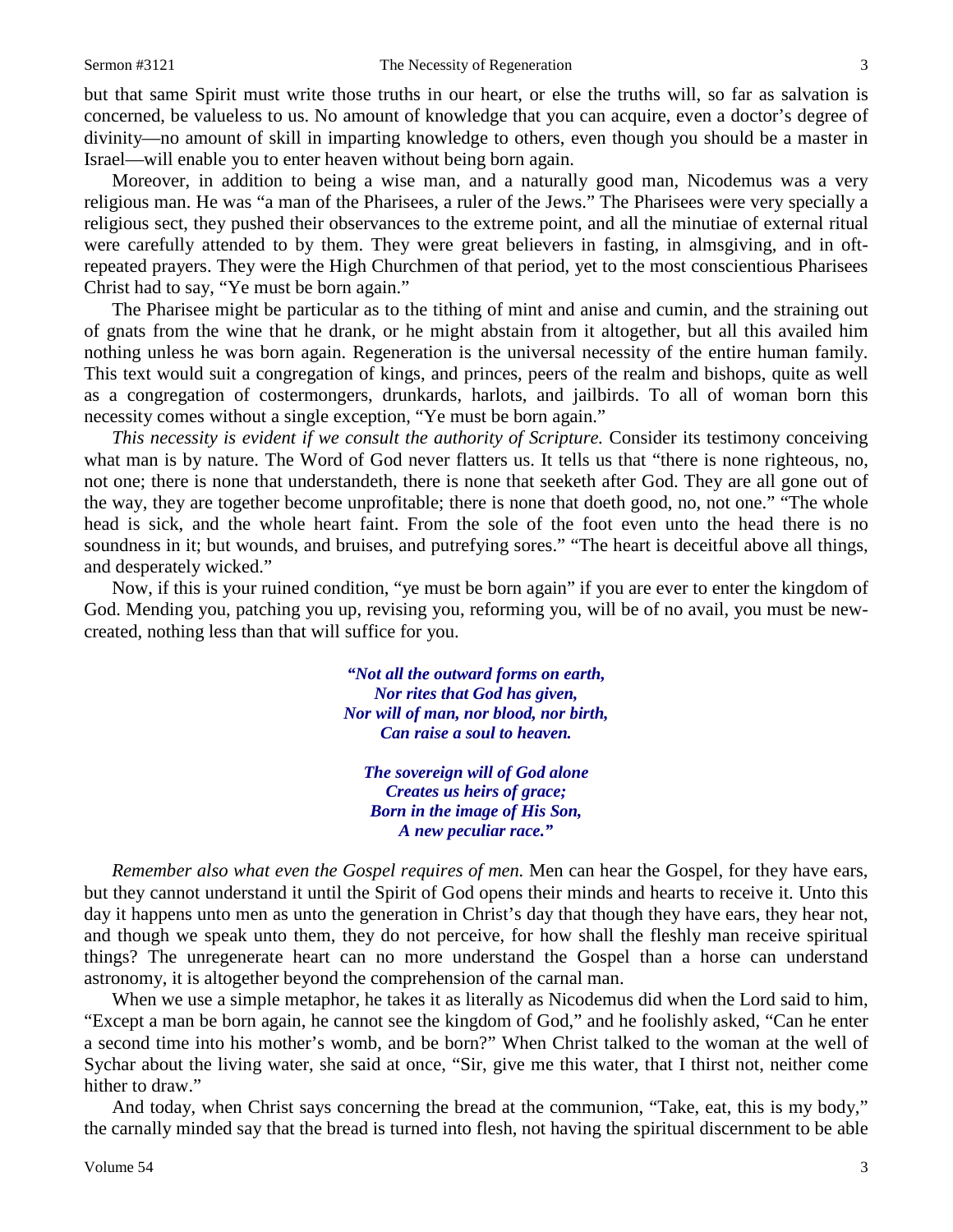but that same Spirit must write those truths in our heart, or else the truths will, so far as salvation is concerned, be valueless to us. No amount of knowledge that you can acquire, even a doctor's degree of divinity—no amount of skill in imparting knowledge to others, even though you should be a master in Israel—will enable you to enter heaven without being born again.

Moreover, in addition to being a wise man, and a naturally good man, Nicodemus was a very religious man. He was "a man of the Pharisees, a ruler of the Jews." The Pharisees were very specially a religious sect, they pushed their observances to the extreme point, and all the minutiae of external ritual were carefully attended to by them. They were great believers in fasting, in almsgiving, and in oft-repeated prayers. They were the High Churchmen of that period, yet to the most conscientious Pharisees Christ had to say, "Ye must be born again."

The Pharisee might be particular as to the tithing of mint and anise and cumin, and the straining out of gnats from the wine that he drank, or he might abstain from it altogether, but all this availed him nothing unless he was born again. Regeneration is the universal necessity of the entire human family. This text would suit a congregation of kings, and princes, peers of the realm and bishops, quite as well as a congregation of costermongers, drunkards, harlots, and jailbirds. To all of woman born this necessity comes without a single exception, "Ye must be born again."

*This necessity is evident if we consult the authority of Scripture.* Consider its testimony conceiving what man is by nature. The Word of God never flatters us. It tells us that "there is none righteous, no, not one; there is none that understandeth, there is none that seeketh after God. They are all gone out of the way, they are together become unprofitable; there is none that doeth good, no, not one." "The whole head is sick, and the whole heart faint. From the sole of the foot even unto the head there is no soundness in it; but wounds, and bruises, and putrefying sores." "The heart is deceitful above all things, and desperately wicked."

Now, if this is your ruined condition, "ye must be born again" if you are ever to enter the kingdom of God. Mending you, patching you up, revising you, reforming you, will be of no avail, you must be new-created, nothing less than that will suffice for you.

> ***"Not all the outward forms on earth,***
> ***Nor rites that God has given,***
> ***Nor will of man, nor blood, nor birth,***
> ***Can raise a soul to heaven.***
>
> ***The sovereign will of God alone***
> ***Creates us heirs of grace;***
> ***Born in the image of His Son,***
> ***A new peculiar race."***

*Remember also what even the Gospel requires of men.* Men can hear the Gospel, for they have ears, but they cannot understand it until the Spirit of God opens their minds and hearts to receive it. Unto this day it happens unto men as unto the generation in Christ's day that though they have ears, they hear not, and though we speak unto them, they do not perceive, for how shall the fleshly man receive spiritual things? The unregenerate heart can no more understand the Gospel than a horse can understand astronomy, it is altogether beyond the comprehension of the carnal man.

When we use a simple metaphor, he takes it as literally as Nicodemus did when the Lord said to him, "Except a man be born again, he cannot see the kingdom of God," and he foolishly asked, "Can he enter a second time into his mother's womb, and be born?" When Christ talked to the woman at the well of Sychar about the living water, she said at once, "Sir, give me this water, that I thirst not, neither come hither to draw."

And today, when Christ says concerning the bread at the communion, "Take, eat, this is my body," the carnally minded say that the bread is turned into flesh, not having the spiritual discernment to be able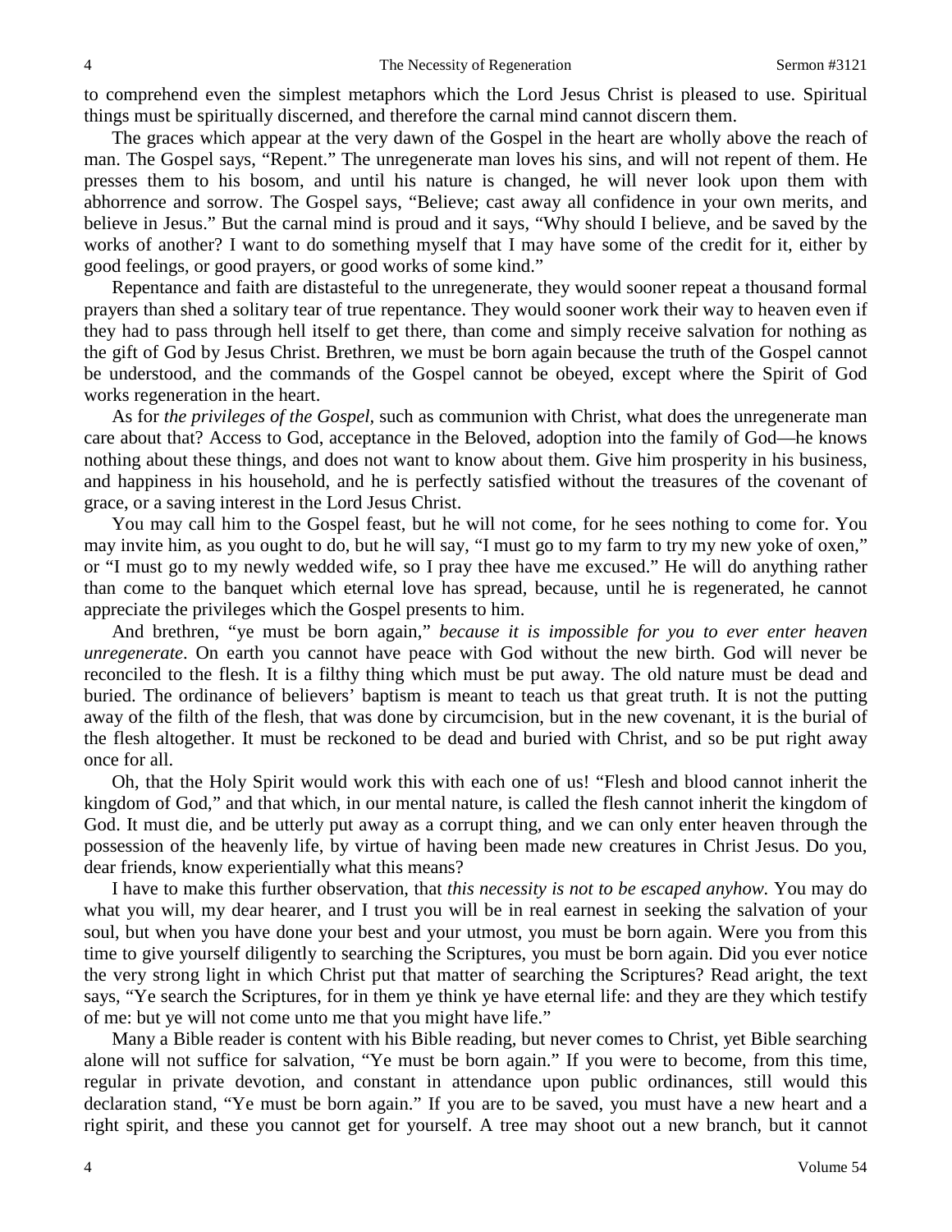to comprehend even the simplest metaphors which the Lord Jesus Christ is pleased to use. Spiritual things must be spiritually discerned, and therefore the carnal mind cannot discern them.

The graces which appear at the very dawn of the Gospel in the heart are wholly above the reach of man. The Gospel says, "Repent." The unregenerate man loves his sins, and will not repent of them. He presses them to his bosom, and until his nature is changed, he will never look upon them with abhorrence and sorrow. The Gospel says, "Believe; cast away all confidence in your own merits, and believe in Jesus." But the carnal mind is proud and it says, "Why should I believe, and be saved by the works of another? I want to do something myself that I may have some of the credit for it, either by good feelings, or good prayers, or good works of some kind."

Repentance and faith are distasteful to the unregenerate, they would sooner repeat a thousand formal prayers than shed a solitary tear of true repentance. They would sooner work their way to heaven even if they had to pass through hell itself to get there, than come and simply receive salvation for nothing as the gift of God by Jesus Christ. Brethren, we must be born again because the truth of the Gospel cannot be understood, and the commands of the Gospel cannot be obeyed, except where the Spirit of God works regeneration in the heart.

As for *the privileges of the Gospel*, such as communion with Christ, what does the unregenerate man care about that? Access to God, acceptance in the Beloved, adoption into the family of God—he knows nothing about these things, and does not want to know about them. Give him prosperity in his business, and happiness in his household, and he is perfectly satisfied without the treasures of the covenant of grace, or a saving interest in the Lord Jesus Christ.

You may call him to the Gospel feast, but he will not come, for he sees nothing to come for. You may invite him, as you ought to do, but he will say, "I must go to my farm to try my new yoke of oxen," or "I must go to my newly wedded wife, so I pray thee have me excused." He will do anything rather than come to the banquet which eternal love has spread, because, until he is regenerated, he cannot appreciate the privileges which the Gospel presents to him.

And brethren, "ye must be born again," *because it is impossible for you to ever enter heaven unregenerate*. On earth you cannot have peace with God without the new birth. God will never be reconciled to the flesh. It is a filthy thing which must be put away. The old nature must be dead and buried. The ordinance of believers' baptism is meant to teach us that great truth. It is not the putting away of the filth of the flesh, that was done by circumcision, but in the new covenant, it is the burial of the flesh altogether. It must be reckoned to be dead and buried with Christ, and so be put right away once for all.

Oh, that the Holy Spirit would work this with each one of us! "Flesh and blood cannot inherit the kingdom of God," and that which, in our mental nature, is called the flesh cannot inherit the kingdom of God. It must die, and be utterly put away as a corrupt thing, and we can only enter heaven through the possession of the heavenly life, by virtue of having been made new creatures in Christ Jesus. Do you, dear friends, know experientially what this means?

I have to make this further observation, that *this necessity is not to be escaped anyhow.* You may do what you will, my dear hearer, and I trust you will be in real earnest in seeking the salvation of your soul, but when you have done your best and your utmost, you must be born again. Were you from this time to give yourself diligently to searching the Scriptures, you must be born again. Did you ever notice the very strong light in which Christ put that matter of searching the Scriptures? Read aright, the text says, "Ye search the Scriptures, for in them ye think ye have eternal life: and they are they which testify of me: but ye will not come unto me that you might have life."

Many a Bible reader is content with his Bible reading, but never comes to Christ, yet Bible searching alone will not suffice for salvation, "Ye must be born again." If you were to become, from this time, regular in private devotion, and constant in attendance upon public ordinances, still would this declaration stand, "Ye must be born again." If you are to be saved, you must have a new heart and a right spirit, and these you cannot get for yourself. A tree may shoot out a new branch, but it cannot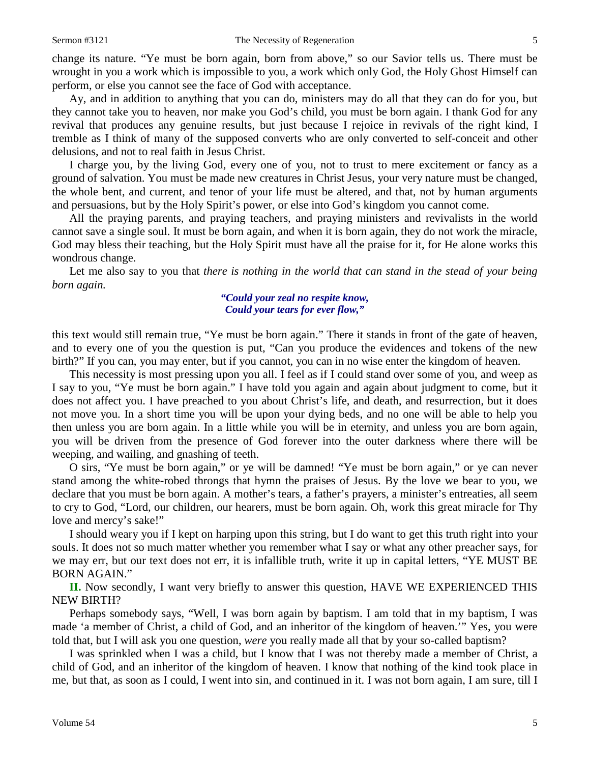change its nature. "Ye must be born again, born from above," so our Savior tells us. There must be wrought in you a work which is impossible to you, a work which only God, the Holy Ghost Himself can perform, or else you cannot see the face of God with acceptance.

Ay, and in addition to anything that you can do, ministers may do all that they can do for you, but they cannot take you to heaven, nor make you God's child, you must be born again. I thank God for any revival that produces any genuine results, but just because I rejoice in revivals of the right kind, I tremble as I think of many of the supposed converts who are only converted to self-conceit and other delusions, and not to real faith in Jesus Christ.

I charge you, by the living God, every one of you, not to trust to mere excitement or fancy as a ground of salvation. You must be made new creatures in Christ Jesus, your very nature must be changed, the whole bent, and current, and tenor of your life must be altered, and that, not by human arguments and persuasions, but by the Holy Spirit's power, or else into God's kingdom you cannot come.

All the praying parents, and praying teachers, and praying ministers and revivalists in the world cannot save a single soul. It must be born again, and when it is born again, they do not work the miracle, God may bless their teaching, but the Holy Spirit must have all the praise for it, for He alone works this wondrous change.

Let me also say to you that *there is nothing in the world that can stand in the stead of your being born again.*

> ***"Could your zeal no respite know,***
> ***Could your tears for ever flow,"***

this text would still remain true, "Ye must be born again." There it stands in front of the gate of heaven, and to every one of you the question is put, "Can you produce the evidences and tokens of the new birth?" If you can, you may enter, but if you cannot, you can in no wise enter the kingdom of heaven.

This necessity is most pressing upon you all. I feel as if I could stand over some of you, and weep as I say to you, "Ye must be born again." I have told you again and again about judgment to come, but it does not affect you. I have preached to you about Christ's life, and death, and resurrection, but it does not move you. In a short time you will be upon your dying beds, and no one will be able to help you then unless you are born again. In a little while you will be in eternity, and unless you are born again, you will be driven from the presence of God forever into the outer darkness where there will be weeping, and wailing, and gnashing of teeth.

O sirs, "Ye must be born again," or ye will be damned! "Ye must be born again," or ye can never stand among the white-robed throngs that hymn the praises of Jesus. By the love we bear to you, we declare that you must be born again. A mother's tears, a father's prayers, a minister's entreaties, all seem to cry to God, "Lord, our children, our hearers, must be born again. Oh, work this great miracle for Thy love and mercy's sake!"

I should weary you if I kept on harping upon this string, but I do want to get this truth right into your souls. It does not so much matter whether you remember what I say or what any other preacher says, for we may err, but our text does not err, it is infallible truth, write it up in capital letters, "YE MUST BE BORN AGAIN."

**II.** Now secondly, I want very briefly to answer this question, HAVE WE EXPERIENCED THIS NEW BIRTH?

Perhaps somebody says, "Well, I was born again by baptism. I am told that in my baptism, I was made 'a member of Christ, a child of God, and an inheritor of the kingdom of heaven.'" Yes, you were told that, but I will ask you one question, *were* you really made all that by your so-called baptism?

I was sprinkled when I was a child, but I know that I was not thereby made a member of Christ, a child of God, and an inheritor of the kingdom of heaven. I know that nothing of the kind took place in me, but that, as soon as I could, I went into sin, and continued in it. I was not born again, I am sure, till I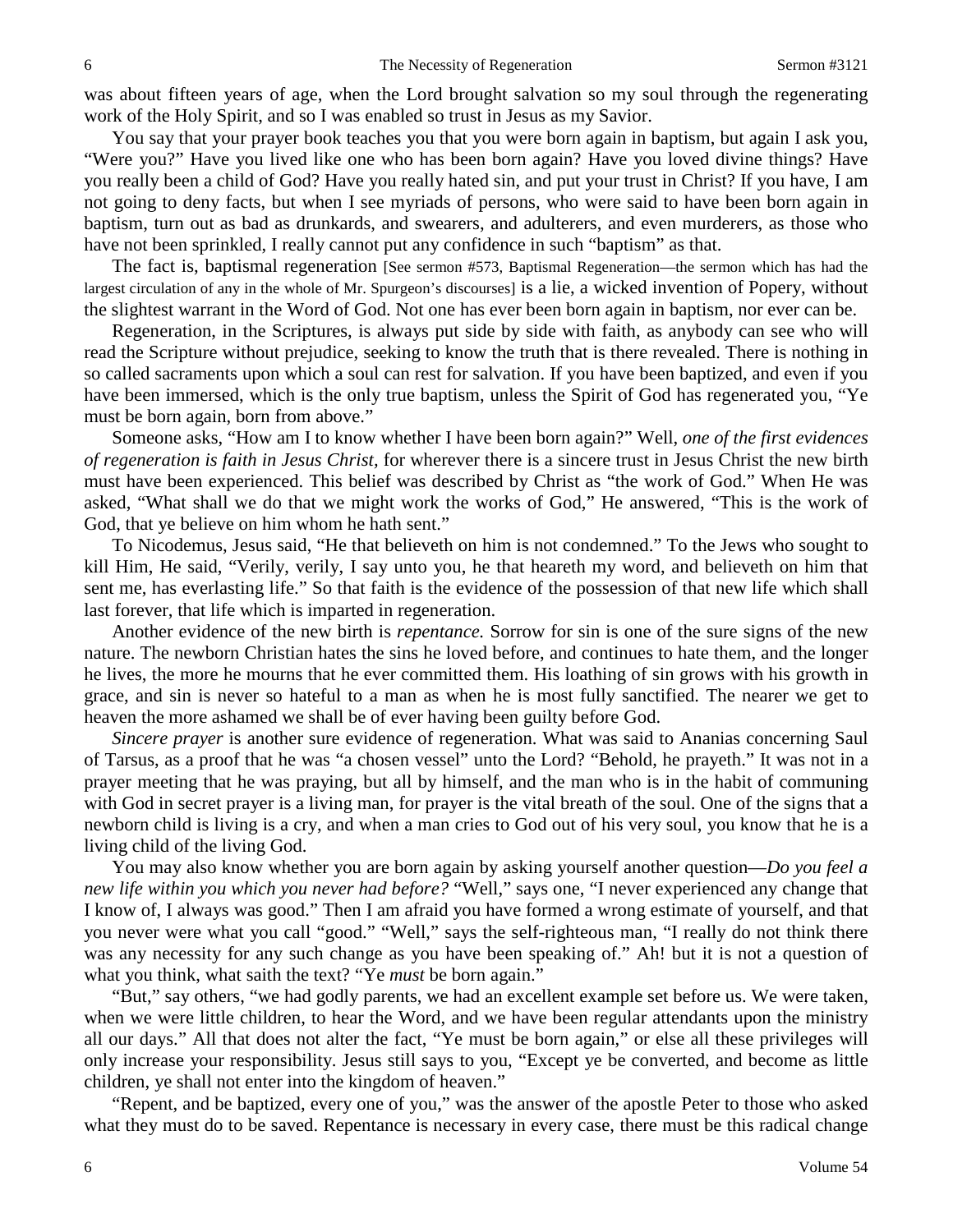was about fifteen years of age, when the Lord brought salvation so my soul through the regenerating work of the Holy Spirit, and so I was enabled so trust in Jesus as my Savior.

You say that your prayer book teaches you that you were born again in baptism, but again I ask you, "Were you?" Have you lived like one who has been born again? Have you loved divine things? Have you really been a child of God? Have you really hated sin, and put your trust in Christ? If you have, I am not going to deny facts, but when I see myriads of persons, who were said to have been born again in baptism, turn out as bad as drunkards, and swearers, and adulterers, and even murderers, as those who have not been sprinkled, I really cannot put any confidence in such "baptism" as that.

The fact is, baptismal regeneration [See sermon #573, Baptismal Regeneration—the sermon which has had the largest circulation of any in the whole of Mr. Spurgeon's discourses] is a lie, a wicked invention of Popery, without the slightest warrant in the Word of God. Not one has ever been born again in baptism, nor ever can be.

Regeneration, in the Scriptures, is always put side by side with faith, as anybody can see who will read the Scripture without prejudice, seeking to know the truth that is there revealed. There is nothing in so called sacraments upon which a soul can rest for salvation. If you have been baptized, and even if you have been immersed, which is the only true baptism, unless the Spirit of God has regenerated you, "Ye must be born again, born from above."

Someone asks, "How am I to know whether I have been born again?" Well, *one of the first evidences of regeneration is faith in Jesus Christ,* for wherever there is a sincere trust in Jesus Christ the new birth must have been experienced. This belief was described by Christ as "the work of God." When He was asked, "What shall we do that we might work the works of God," He answered, "This is the work of God, that ye believe on him whom he hath sent."

To Nicodemus, Jesus said, "He that believeth on him is not condemned." To the Jews who sought to kill Him, He said, "Verily, verily, I say unto you, he that heareth my word, and believeth on him that sent me, has everlasting life." So that faith is the evidence of the possession of that new life which shall last forever, that life which is imparted in regeneration.

Another evidence of the new birth is *repentance.* Sorrow for sin is one of the sure signs of the new nature. The newborn Christian hates the sins he loved before, and continues to hate them, and the longer he lives, the more he mourns that he ever committed them. His loathing of sin grows with his growth in grace, and sin is never so hateful to a man as when he is most fully sanctified. The nearer we get to heaven the more ashamed we shall be of ever having been guilty before God.

*Sincere prayer* is another sure evidence of regeneration. What was said to Ananias concerning Saul of Tarsus, as a proof that he was "a chosen vessel" unto the Lord? "Behold, he prayeth." It was not in a prayer meeting that he was praying, but all by himself, and the man who is in the habit of communing with God in secret prayer is a living man, for prayer is the vital breath of the soul. One of the signs that a newborn child is living is a cry, and when a man cries to God out of his very soul, you know that he is a living child of the living God.

You may also know whether you are born again by asking yourself another question—*Do you feel a new life within you which you never had before?* "Well," says one, "I never experienced any change that I know of, I always was good." Then I am afraid you have formed a wrong estimate of yourself, and that you never were what you call "good." "Well," says the self-righteous man, "I really do not think there was any necessity for any such change as you have been speaking of." Ah! but it is not a question of what you think, what saith the text? "Ye *must* be born again."

"But," say others, "we had godly parents, we had an excellent example set before us. We were taken, when we were little children, to hear the Word, and we have been regular attendants upon the ministry all our days." All that does not alter the fact, "Ye must be born again," or else all these privileges will only increase your responsibility. Jesus still says to you, "Except ye be converted, and become as little children, ye shall not enter into the kingdom of heaven."

"Repent, and be baptized, every one of you," was the answer of the apostle Peter to those who asked what they must do to be saved. Repentance is necessary in every case, there must be this radical change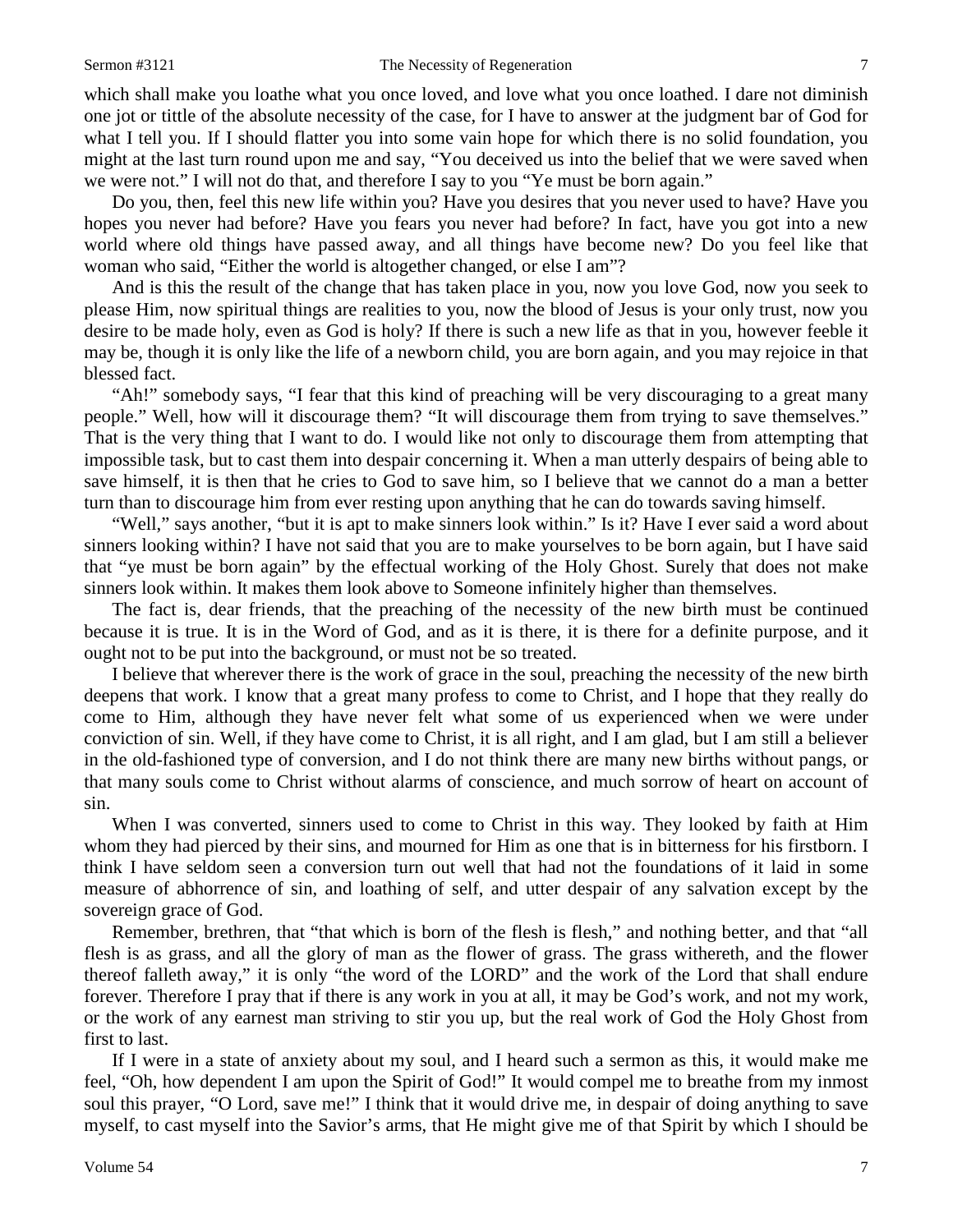which shall make you loathe what you once loved, and love what you once loathed. I dare not diminish one jot or tittle of the absolute necessity of the case, for I have to answer at the judgment bar of God for what I tell you. If I should flatter you into some vain hope for which there is no solid foundation, you might at the last turn round upon me and say, "You deceived us into the belief that we were saved when we were not." I will not do that, and therefore I say to you "Ye must be born again."

Do you, then, feel this new life within you? Have you desires that you never used to have? Have you hopes you never had before? Have you fears you never had before? In fact, have you got into a new world where old things have passed away, and all things have become new? Do you feel like that woman who said, "Either the world is altogether changed, or else I am"?

And is this the result of the change that has taken place in you, now you love God, now you seek to please Him, now spiritual things are realities to you, now the blood of Jesus is your only trust, now you desire to be made holy, even as God is holy? If there is such a new life as that in you, however feeble it may be, though it is only like the life of a newborn child, you are born again, and you may rejoice in that blessed fact.

"Ah!" somebody says, "I fear that this kind of preaching will be very discouraging to a great many people." Well, how will it discourage them? "It will discourage them from trying to save themselves." That is the very thing that I want to do. I would like not only to discourage them from attempting that impossible task, but to cast them into despair concerning it. When a man utterly despairs of being able to save himself, it is then that he cries to God to save him, so I believe that we cannot do a man a better turn than to discourage him from ever resting upon anything that he can do towards saving himself.

"Well," says another, "but it is apt to make sinners look within." Is it? Have I ever said a word about sinners looking within? I have not said that you are to make yourselves to be born again, but I have said that "ye must be born again" by the effectual working of the Holy Ghost. Surely that does not make sinners look within. It makes them look above to Someone infinitely higher than themselves.

The fact is, dear friends, that the preaching of the necessity of the new birth must be continued because it is true. It is in the Word of God, and as it is there, it is there for a definite purpose, and it ought not to be put into the background, or must not be so treated.

I believe that wherever there is the work of grace in the soul, preaching the necessity of the new birth deepens that work. I know that a great many profess to come to Christ, and I hope that they really do come to Him, although they have never felt what some of us experienced when we were under conviction of sin. Well, if they have come to Christ, it is all right, and I am glad, but I am still a believer in the old-fashioned type of conversion, and I do not think there are many new births without pangs, or that many souls come to Christ without alarms of conscience, and much sorrow of heart on account of sin.

When I was converted, sinners used to come to Christ in this way. They looked by faith at Him whom they had pierced by their sins, and mourned for Him as one that is in bitterness for his firstborn. I think I have seldom seen a conversion turn out well that had not the foundations of it laid in some measure of abhorrence of sin, and loathing of self, and utter despair of any salvation except by the sovereign grace of God.

Remember, brethren, that "that which is born of the flesh is flesh," and nothing better, and that "all flesh is as grass, and all the glory of man as the flower of grass. The grass withereth, and the flower thereof falleth away," it is only "the word of the LORD" and the work of the Lord that shall endure forever. Therefore I pray that if there is any work in you at all, it may be God's work, and not my work, or the work of any earnest man striving to stir you up, but the real work of God the Holy Ghost from first to last.

If I were in a state of anxiety about my soul, and I heard such a sermon as this, it would make me feel, "Oh, how dependent I am upon the Spirit of God!" It would compel me to breathe from my inmost soul this prayer, "O Lord, save me!" I think that it would drive me, in despair of doing anything to save myself, to cast myself into the Savior's arms, that He might give me of that Spirit by which I should be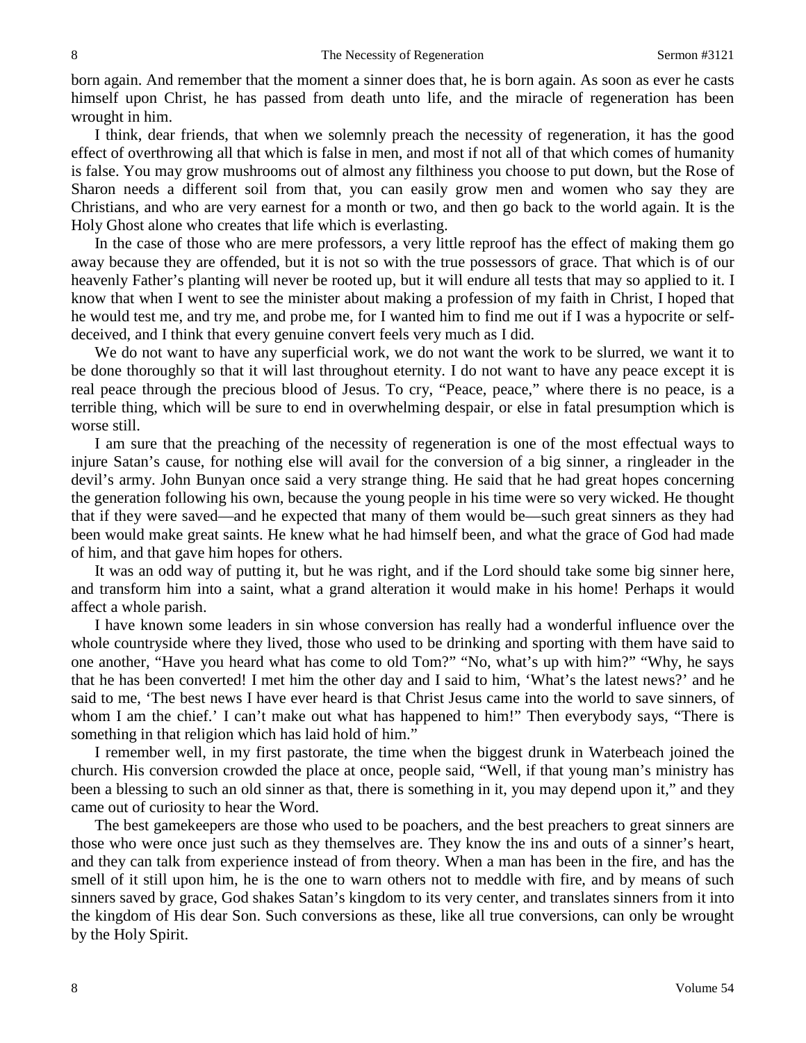born again. And remember that the moment a sinner does that, he is born again. As soon as ever he casts himself upon Christ, he has passed from death unto life, and the miracle of regeneration has been wrought in him.

I think, dear friends, that when we solemnly preach the necessity of regeneration, it has the good effect of overthrowing all that which is false in men, and most if not all of that which comes of humanity is false. You may grow mushrooms out of almost any filthiness you choose to put down, but the Rose of Sharon needs a different soil from that, you can easily grow men and women who say they are Christians, and who are very earnest for a month or two, and then go back to the world again. It is the Holy Ghost alone who creates that life which is everlasting.

In the case of those who are mere professors, a very little reproof has the effect of making them go away because they are offended, but it is not so with the true possessors of grace. That which is of our heavenly Father's planting will never be rooted up, but it will endure all tests that may so applied to it. I know that when I went to see the minister about making a profession of my faith in Christ, I hoped that he would test me, and try me, and probe me, for I wanted him to find me out if I was a hypocrite or self-deceived, and I think that every genuine convert feels very much as I did.

We do not want to have any superficial work, we do not want the work to be slurred, we want it to be done thoroughly so that it will last throughout eternity. I do not want to have any peace except it is real peace through the precious blood of Jesus. To cry, "Peace, peace," where there is no peace, is a terrible thing, which will be sure to end in overwhelming despair, or else in fatal presumption which is worse still.

I am sure that the preaching of the necessity of regeneration is one of the most effectual ways to injure Satan's cause, for nothing else will avail for the conversion of a big sinner, a ringleader in the devil's army. John Bunyan once said a very strange thing. He said that he had great hopes concerning the generation following his own, because the young people in his time were so very wicked. He thought that if they were saved—and he expected that many of them would be—such great sinners as they had been would make great saints. He knew what he had himself been, and what the grace of God had made of him, and that gave him hopes for others.

It was an odd way of putting it, but he was right, and if the Lord should take some big sinner here, and transform him into a saint, what a grand alteration it would make in his home! Perhaps it would affect a whole parish.

I have known some leaders in sin whose conversion has really had a wonderful influence over the whole countryside where they lived, those who used to be drinking and sporting with them have said to one another, "Have you heard what has come to old Tom?" "No, what's up with him?" "Why, he says that he has been converted! I met him the other day and I said to him, 'What's the latest news?' and he said to me, 'The best news I have ever heard is that Christ Jesus came into the world to save sinners, of whom I am the chief.' I can't make out what has happened to him!" Then everybody says, "There is something in that religion which has laid hold of him."

I remember well, in my first pastorate, the time when the biggest drunk in Waterbeach joined the church. His conversion crowded the place at once, people said, "Well, if that young man's ministry has been a blessing to such an old sinner as that, there is something in it, you may depend upon it," and they came out of curiosity to hear the Word.

The best gamekeepers are those who used to be poachers, and the best preachers to great sinners are those who were once just such as they themselves are. They know the ins and outs of a sinner's heart, and they can talk from experience instead of from theory. When a man has been in the fire, and has the smell of it still upon him, he is the one to warn others not to meddle with fire, and by means of such sinners saved by grace, God shakes Satan's kingdom to its very center, and translates sinners from it into the kingdom of His dear Son. Such conversions as these, like all true conversions, can only be wrought by the Holy Spirit.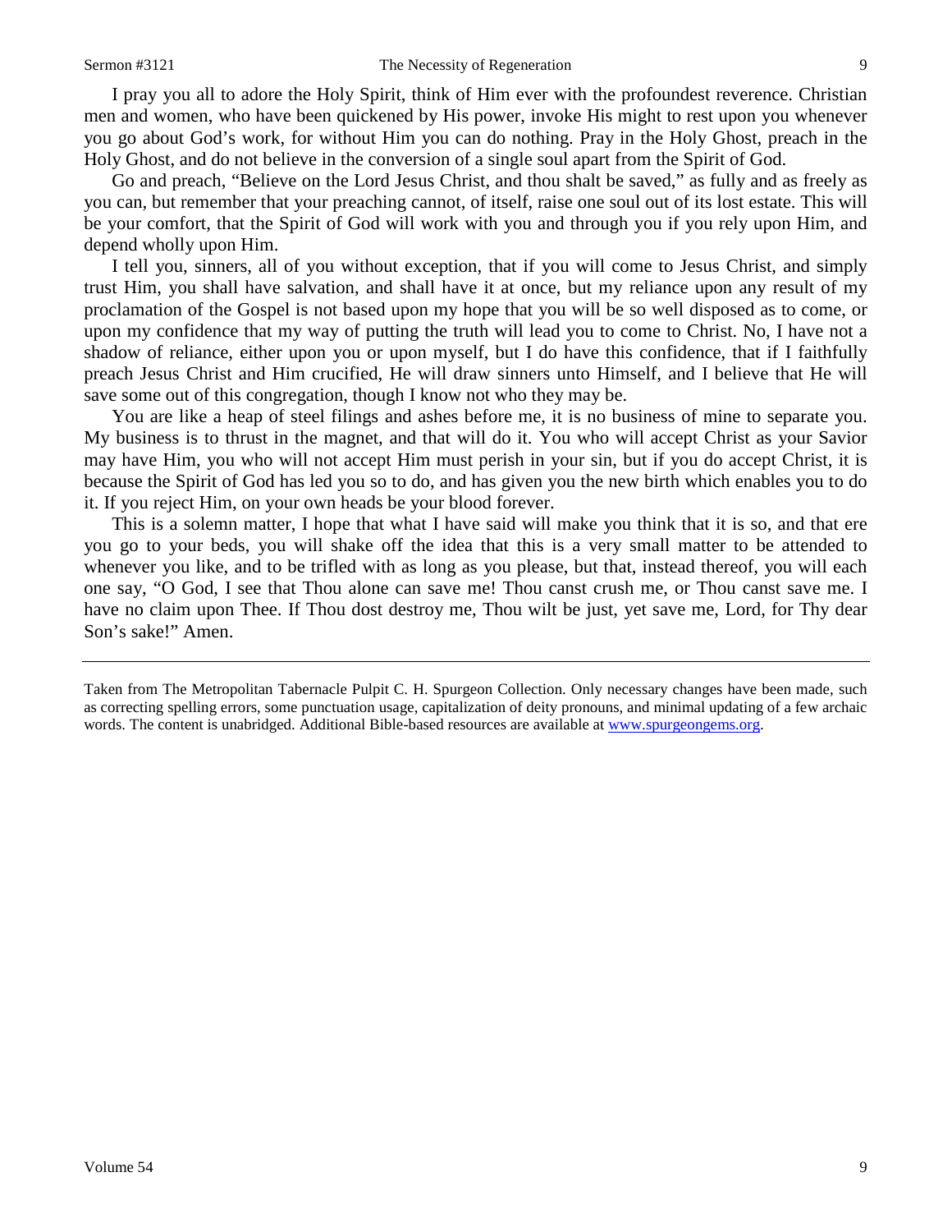I pray you all to adore the Holy Spirit, think of Him ever with the profoundest reverence. Christian men and women, who have been quickened by His power, invoke His might to rest upon you whenever you go about God's work, for without Him you can do nothing. Pray in the Holy Ghost, preach in the Holy Ghost, and do not believe in the conversion of a single soul apart from the Spirit of God.

Go and preach, "Believe on the Lord Jesus Christ, and thou shalt be saved," as fully and as freely as you can, but remember that your preaching cannot, of itself, raise one soul out of its lost estate. This will be your comfort, that the Spirit of God will work with you and through you if you rely upon Him, and depend wholly upon Him.

I tell you, sinners, all of you without exception, that if you will come to Jesus Christ, and simply trust Him, you shall have salvation, and shall have it at once, but my reliance upon any result of my proclamation of the Gospel is not based upon my hope that you will be so well disposed as to come, or upon my confidence that my way of putting the truth will lead you to come to Christ. No, I have not a shadow of reliance, either upon you or upon myself, but I do have this confidence, that if I faithfully preach Jesus Christ and Him crucified, He will draw sinners unto Himself, and I believe that He will save some out of this congregation, though I know not who they may be.

You are like a heap of steel filings and ashes before me, it is no business of mine to separate you. My business is to thrust in the magnet, and that will do it. You who will accept Christ as your Savior may have Him, you who will not accept Him must perish in your sin, but if you do accept Christ, it is because the Spirit of God has led you so to do, and has given you the new birth which enables you to do it. If you reject Him, on your own heads be your blood forever.

This is a solemn matter, I hope that what I have said will make you think that it is so, and that ere you go to your beds, you will shake off the idea that this is a very small matter to be attended to whenever you like, and to be trifled with as long as you please, but that, instead thereof, you will each one say, "O God, I see that Thou alone can save me! Thou canst crush me, or Thou canst save me. I have no claim upon Thee. If Thou dost destroy me, Thou wilt be just, yet save me, Lord, for Thy dear Son's sake!" Amen.

---

Taken from The Metropolitan Tabernacle Pulpit C. H. Spurgeon Collection. Only necessary changes have been made, such as correcting spelling errors, some punctuation usage, capitalization of deity pronouns, and minimal updating of a few archaic words. The content is unabridged. Additional Bible-based resources are available at www.spurgeongems.org.